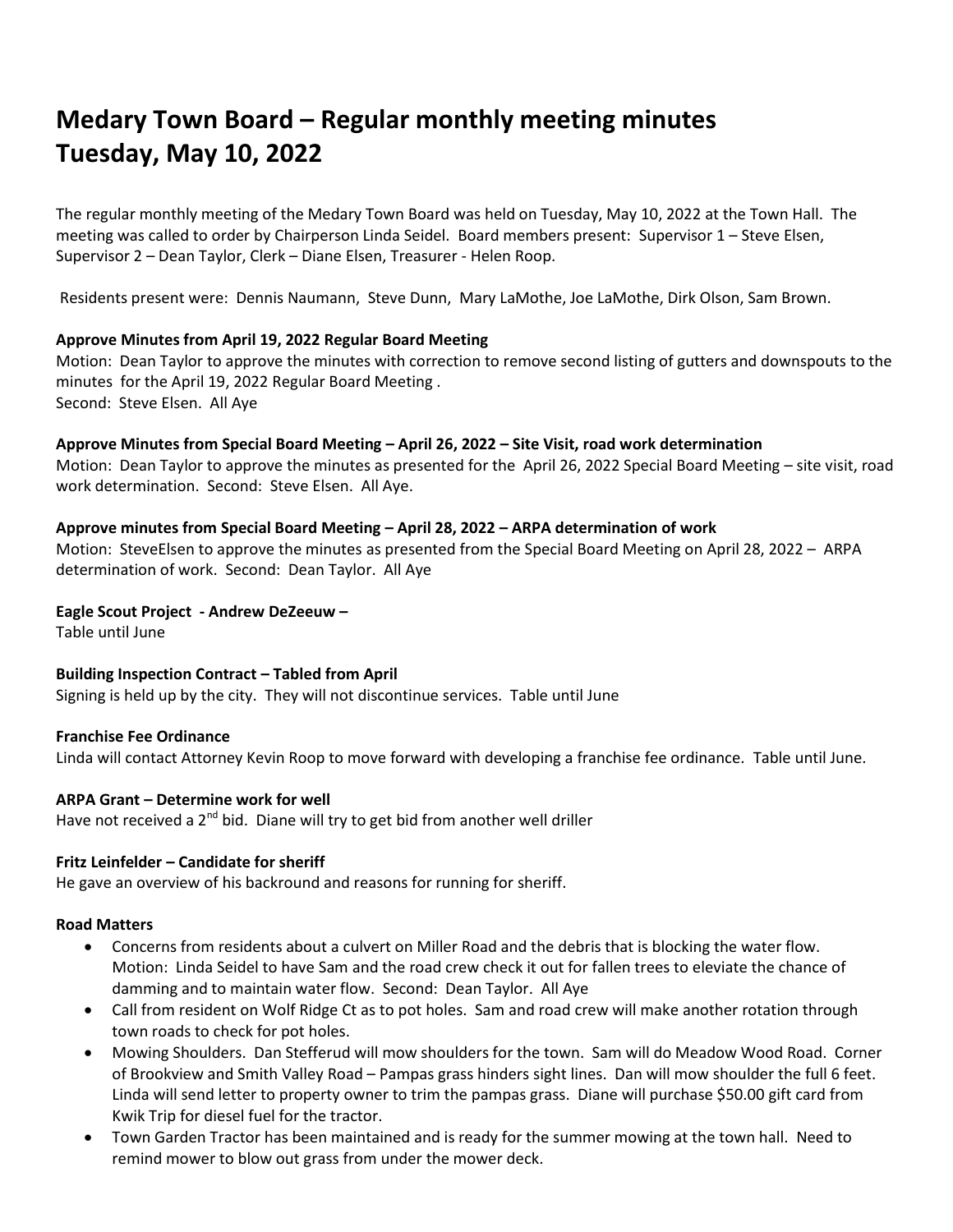# Medary Town Board – Regular monthly meeting minutes
# Tuesday, May 10, 2022

The regular monthly meeting of the Medary Town Board was held on Tuesday, May 10, 2022 at the Town Hall. The meeting was called to order by Chairperson Linda Seidel. Board members present: Supervisor 1 – Steve Elsen, Supervisor 2 – Dean Taylor, Clerk – Diane Elsen, Treasurer - Helen Roop.

Residents present were: Dennis Naumann, Steve Dunn, Mary LaMothe, Joe LaMothe, Dirk Olson, Sam Brown.

**Approve Minutes from April 19, 2022 Regular Board Meeting**
Motion: Dean Taylor to approve the minutes with correction to remove second listing of gutters and downspouts to the minutes for the April 19, 2022 Regular Board Meeting .
Second: Steve Elsen. All Aye

**Approve Minutes from Special Board Meeting – April 26, 2022 – Site Visit, road work determination**
Motion: Dean Taylor to approve the minutes as presented for the April 26, 2022 Special Board Meeting – site visit, road work determination. Second: Steve Elsen. All Aye.

**Approve minutes from Special Board Meeting – April 28, 2022 – ARPA determination of work**
Motion: SteveElsen to approve the minutes as presented from the Special Board Meeting on April 28, 2022 – ARPA determination of work. Second: Dean Taylor. All Aye

**Eagle Scout Project - Andrew DeZeeuw –**
Table until June

**Building Inspection Contract – Tabled from April**
Signing is held up by the city. They will not discontinue services. Table until June

**Franchise Fee Ordinance**
Linda will contact Attorney Kevin Roop to move forward with developing a franchise fee ordinance. Table until June.

**ARPA Grant – Determine work for well**
Have not received a 2nd bid. Diane will try to get bid from another well driller

**Fritz Leinfelder – Candidate for sheriff**
He gave an overview of his backround and reasons for running for sheriff.

**Road Matters**

- Concerns from residents about a culvert on Miller Road and the debris that is blocking the water flow. Motion: Linda Seidel to have Sam and the road crew check it out for fallen trees to eleviate the chance of damming and to maintain water flow. Second: Dean Taylor. All Aye
- Call from resident on Wolf Ridge Ct as to pot holes. Sam and road crew will make another rotation through town roads to check for pot holes.
- Mowing Shoulders. Dan Stefferud will mow shoulders for the town. Sam will do Meadow Wood Road. Corner of Brookview and Smith Valley Road – Pampas grass hinders sight lines. Dan will mow shoulder the full 6 feet. Linda will send letter to property owner to trim the pampas grass. Diane will purchase $50.00 gift card from Kwik Trip for diesel fuel for the tractor.
- Town Garden Tractor has been maintained and is ready for the summer mowing at the town hall. Need to remind mower to blow out grass from under the mower deck.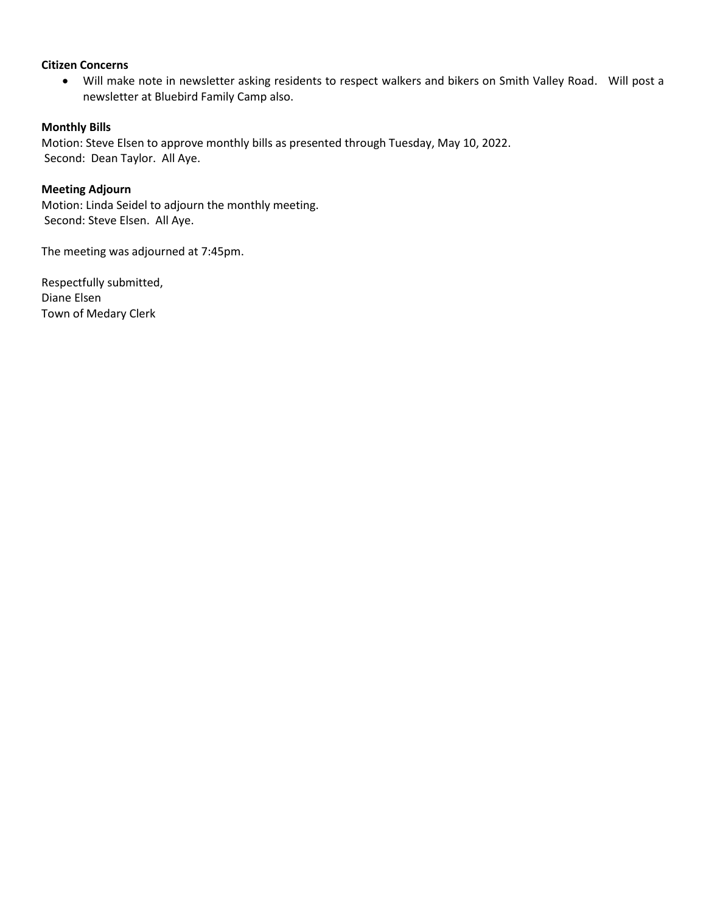**Citizen Concerns**

- Will make note in newsletter asking residents to respect walkers and bikers on Smith Valley Road. Will post a newsletter at Bluebird Family Camp also.

**Monthly Bills**

Motion: Steve Elsen to approve monthly bills as presented through Tuesday, May 10, 2022.
Second: Dean Taylor. All Aye.

**Meeting Adjourn**

Motion: Linda Seidel to adjourn the monthly meeting.
Second: Steve Elsen. All Aye.

The meeting was adjourned at 7:45pm.

Respectfully submitted,
Diane Elsen
Town of Medary Clerk